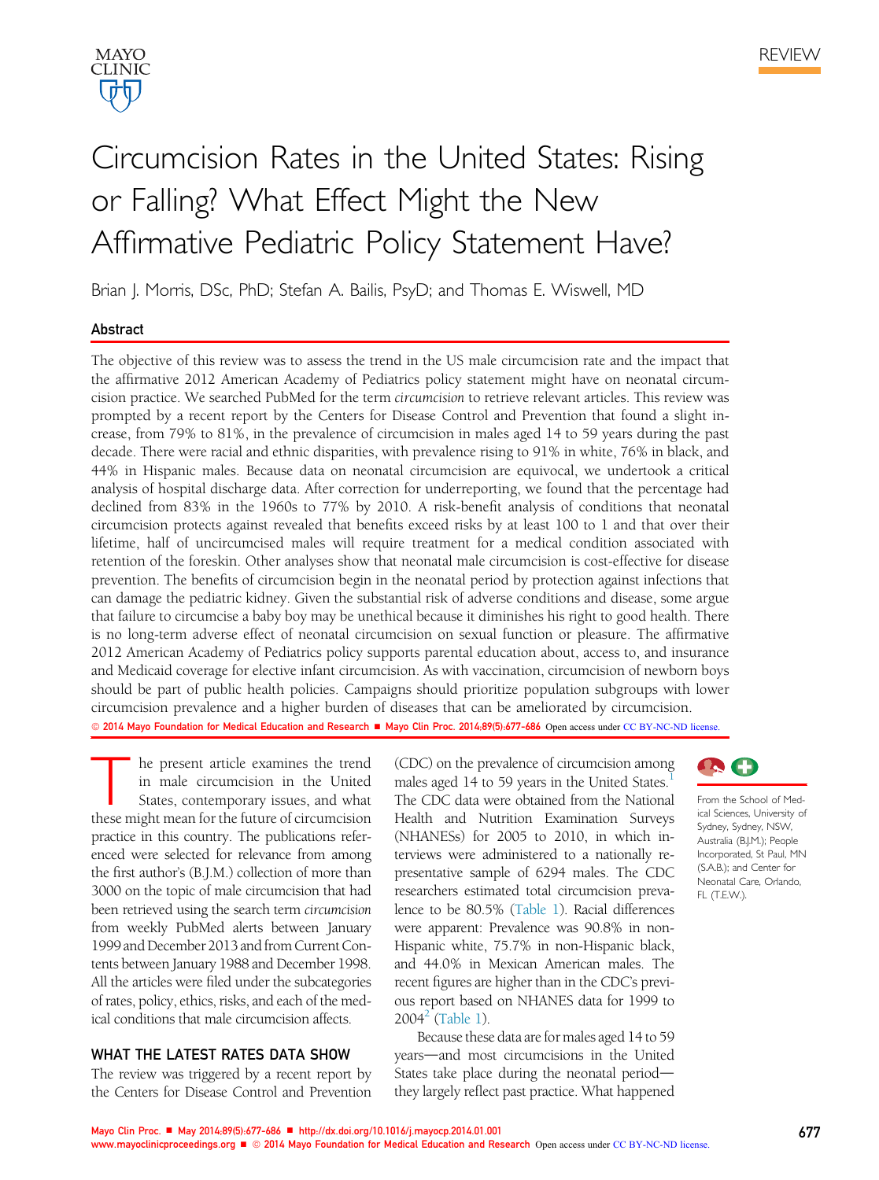REVIEW

# Circumcision Rates in the United States: Rising or Falling? What Effect Might the New Affirmative Pediatric Policy Statement Have?

Brian J. Morris, DSc, PhD; Stefan A. Bailis, PsyD; and Thomas E. Wiswell, MD

## Abstract

The objective of this review was to assess the trend in the US male circumcision rate and the impact that the affirmative 2012 American Academy of Pediatrics policy statement might have on neonatal circumcision practice. We searched PubMed for the term *circumcision* to retrieve relevant articles. This review was prompted by a recent report by the Centers for Disease Control and Prevention that found a slight increase, from 79% to 81%, in the prevalence of circumcision in males aged 14 to 59 years during the past decade. There were racial and ethnic disparities, with prevalence rising to 91% in white, 76% in black, and 44% in Hispanic males. Because data on neonatal circumcision are equivocal, we undertook a critical analysis of hospital discharge data. After correction for underreporting, we found that the percentage had declined from 83% in the 1960s to 77% by 2010. A risk-benefit analysis of conditions that neonatal circumcision protects against revealed that benefits exceed risks by at least 100 to 1 and that over their lifetime, half of uncircumcised males will require treatment for a medical condition associated with retention of the foreskin. Other analyses show that neonatal male circumcision is cost-effective for disease prevention. The benefits of circumcision begin in the neonatal period by protection against infections that can damage the pediatric kidney. Given the substantial risk of adverse conditions and disease, some argue that failure to circumcise a baby boy may be unethical because it diminishes his right to good health. There is no long-term adverse effect of neonatal circumcision on sexual function or pleasure. The affirmative 2012 American Academy of Pediatrics policy supports parental education about, access to, and insurance and Medicaid coverage for elective infant circumcision. As with vaccination, circumcision of newborn boys should be part of public health policies. Campaigns should prioritize population subgroups with lower circumcision prevalence and a higher burden of diseases that can be ameliorated by circumcision.

© 2014 Mayo Foundation for Medical Education and Research ■ Mayo Clin Proc. 2014;89(5):677-686 Open access under CC BY-NC-ND license.

The present article examines the trend in male circumcision in the United States, contemporary issues, and what these might mean for the future of circumcision practice in this country. The publications referenced were selected for relevance from among the first author's (B.J.M.) collection of more than 3000 on the topic of male circumcision that had been retrieved using the search term *circumcision* from weekly PubMed alerts between January 1999 and December 2013 and from Current Contents between January 1988 and December 1998. All the articles were filed under the subcategories of rates, policy, ethics, risks, and each of the medical conditions that male circumcision affects.

## WHAT THE LATEST RATES DATA SHOW

The review was triggered by a recent report by the Centers for Disease Control and Prevention (CDC) on the prevalence of circumcision among males aged 14 to 59 years in the United States.[1] The CDC data were obtained from the National Health and Nutrition Examination Surveys (NHANESs) for 2005 to 2010, in which interviews were administered to a nationally representative sample of 6294 males. The CDC researchers estimated total circumcision prevalence to be 80.5% (Table 1). Racial differences were apparent: Prevalence was 90.8% in non-Hispanic white, 75.7% in non-Hispanic black, and 44.0% in Mexican American males. The recent figures are higher than in the CDC's previous report based on NHANES data for 1999 to 2004[2] (Table 1).

Because these data are for males aged 14 to 59 years—and most circumcisions in the United States take place during the neonatal period—they largely reflect past practice. What happened

From the School of Medical Sciences, University of Sydney, Sydney, NSW, Australia (B.J.M.); People Incorporated, St Paul, MN (S.A.B.); and Center for Neonatal Care, Orlando, FL (T.E.W.).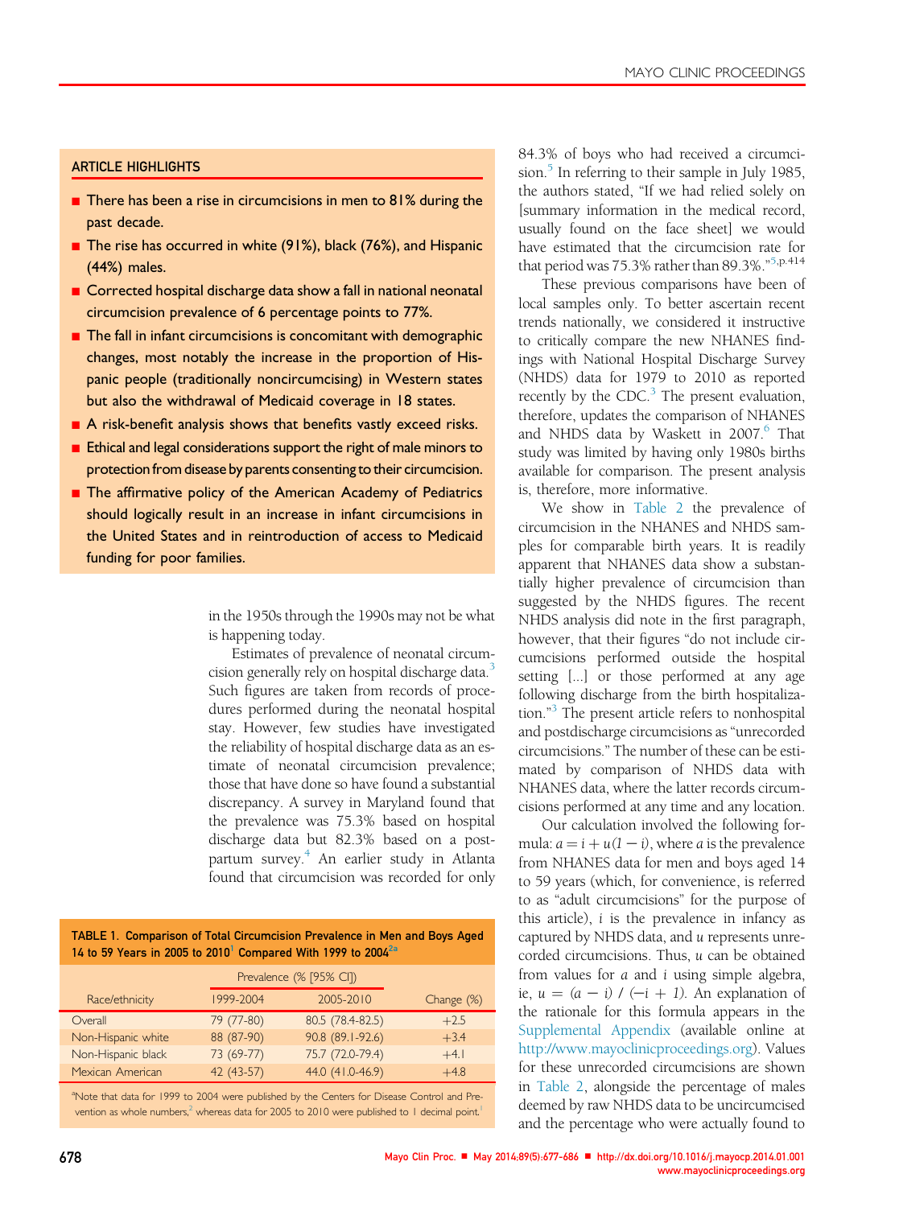## ARTICLE HIGHLIGHTS

- There has been a rise in circumcisions in men to 81% during the past decade.
- The rise has occurred in white (91%), black (76%), and Hispanic (44%) males.
- Corrected hospital discharge data show a fall in national neonatal circumcision prevalence of 6 percentage points to 77%.
- The fall in infant circumcisions is concomitant with demographic changes, most notably the increase in the proportion of Hispanic people (traditionally noncircumcising) in Western states but also the withdrawal of Medicaid coverage in 18 states.
- A risk-benefit analysis shows that benefits vastly exceed risks.
- Ethical and legal considerations support the right of male minors to protection from disease by parents consenting to their circumcision.
- The affirmative policy of the American Academy of Pediatrics should logically result in an increase in infant circumcisions in the United States and in reintroduction of access to Medicaid funding for poor families.

in the 1950s through the 1990s may not be what is happening today.

Estimates of prevalence of neonatal circumcision generally rely on hospital discharge data.[3] Such figures are taken from records of procedures performed during the neonatal hospital stay. However, few studies have investigated the reliability of hospital discharge data as an estimate of neonatal circumcision prevalence; those that have done so have found a substantial discrepancy. A survey in Maryland found that the prevalence was 75.3% based on hospital discharge data but 82.3% based on a postpartum survey.[4] An earlier study in Atlanta found that circumcision was recorded for only 84.3% of boys who had received a circumcision.[5] In referring to their sample in July 1985, the authors stated, "If we had relied solely on [summary information in the medical record, usually found on the face sheet] we would have estimated that the circumcision rate for that period was 75.3% rather than 89.3%."[5,p.414]

These previous comparisons have been of local samples only. To better ascertain recent trends nationally, we considered it instructive to critically compare the new NHANES findings with National Hospital Discharge Survey (NHDS) data for 1979 to 2010 as reported recently by the CDC.[3] The present evaluation, therefore, updates the comparison of NHANES and NHDS data by Waskett in 2007.[6] That study was limited by having only 1980s births available for comparison. The present analysis is, therefore, more informative.

We show in Table 2 the prevalence of circumcision in the NHANES and NHDS samples for comparable birth years. It is readily apparent that NHANES data show a substantially higher prevalence of circumcision than suggested by the NHDS figures. The recent NHDS analysis did note in the first paragraph, however, that their figures "do not include circumcisions performed outside the hospital setting [...] or those performed at any age following discharge from the birth hospitalization."[3] The present article refers to nonhospital and postdischarge circumcisions as "unrecorded circumcisions." The number of these can be estimated by comparison of NHDS data with NHANES data, where the latter records circumcisions performed at any time and any location.

Our calculation involved the following formula: $a = i + u(1 - i)$, where $a$ is the prevalence from NHANES data for men and boys aged 14 to 59 years (which, for convenience, is referred to as "adult circumcisions" for the purpose of this article), $i$ is the prevalence in infancy as captured by NHDS data, and $u$ represents unrecorded circumcisions. Thus, $u$ can be obtained from values for $a$ and $i$ using simple algebra, ie, $u = (a - i) / (-i + 1)$. An explanation of the rationale for this formula appears in the Supplemental Appendix (available online at http://www.mayoclinicproceedings.org). Values for these unrecorded circumcisions are shown in Table 2, alongside the percentage of males deemed by raw NHDS data to be uncircumcised and the percentage who were actually found to

TABLE 1. Comparison of Total Circumcision Prevalence in Men and Boys Aged 14 to 59 Years in 2005 to 2010[1] Compared With 1999 to 2004[2a]

| Race/ethnicity | Prevalence (% [95% CI]) | | Change (%) |
|---|---|---|---|
| | 1999-2004 | 2005-2010 | |
| Overall | 79 (77-80) | 80.5 (78.4-82.5) | +2.5 |
| Non-Hispanic white | 88 (87-90) | 90.8 (89.1-92.6) | +3.4 |
| Non-Hispanic black | 73 (69-77) | 75.7 (72.0-79.4) | +4.1 |
| Mexican American | 42 (43-57) | 44.0 (41.0-46.9) | +4.8 |

[a]Note that data for 1999 to 2004 were published by the Centers for Disease Control and Prevention as whole numbers,[2] whereas data for 2005 to 2010 were published to 1 decimal point.[1]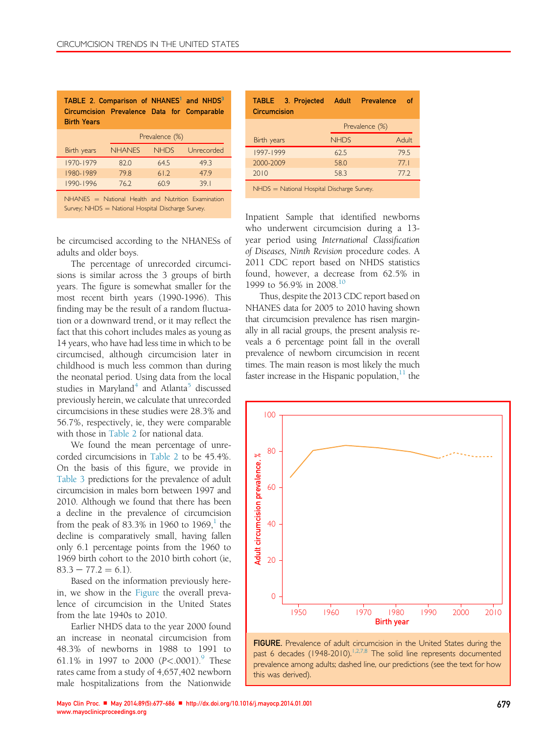**TABLE 2. Comparison of NHANES[1] and NHDS[3] Circumcision Prevalence Data for Comparable Birth Years**

| | Prevalence (%) | | |
|---|---|---|---|
| Birth years | NHANES | NHDS | Unrecorded |
| 1970-1979 | 82.0 | 64.5 | 49.3 |
| 1980-1989 | 79.8 | 61.2 | 47.9 |
| 1990-1996 | 76.2 | 60.9 | 39.1 |

NHANES = National Health and Nutrition Examination Survey; NHDS = National Hospital Discharge Survey.

be circumcised according to the NHANESs of adults and older boys.

The percentage of unrecorded circumcisions is similar across the 3 groups of birth years. The figure is somewhat smaller for the most recent birth years (1990-1996). This finding may be the result of a random fluctuation or a downward trend, or it may reflect the fact that this cohort includes males as young as 14 years, who have had less time in which to be circumcised, although circumcision later in childhood is much less common than during the neonatal period. Using data from the local studies in Maryland[4] and Atlanta[5] discussed previously herein, we calculate that unrecorded circumcisions in these studies were 28.3% and 56.7%, respectively, ie, they were comparable with those in Table 2 for national data.

We found the mean percentage of unrecorded circumcisions in Table 2 to be 45.4%. On the basis of this figure, we provide in Table 3 predictions for the prevalence of adult circumcision in males born between 1997 and 2010. Although we found that there has been a decline in the prevalence of circumcision from the peak of 83.3% in 1960 to 1969,[1] the decline is comparatively small, having fallen only 6.1 percentage points from the 1960 to 1969 birth cohort to the 2010 birth cohort (ie, $83.3 - 77.2 = 6.1$).

Based on the information previously herein, we show in the Figure the overall prevalence of circumcision in the United States from the late 1940s to 2010.

Earlier NHDS data to the year 2000 found an increase in neonatal circumcision from 48.3% of newborns in 1988 to 1991 to 61.1% in 1997 to 2000 ($P<.0001$).[9] These rates came from a study of 4,657,402 newborn male hospitalizations from the Nationwide

**TABLE 3. Projected Adult Prevalence of Circumcision**

| | Prevalence (%) | |
|---|---|---|
| Birth years | NHDS | Adult |
| 1997-1999 | 62.5 | 79.5 |
| 2000-2009 | 58.0 | 77.1 |
| 2010 | 58.3 | 77.2 |

NHDS = National Hospital Discharge Survey.

Inpatient Sample that identified newborns who underwent circumcision during a 13-year period using *International Classification of Diseases, Ninth Revision* procedure codes. A 2011 CDC report based on NHDS statistics found, however, a decrease from 62.5% in 1999 to 56.9% in 2008.[10]

Thus, despite the 2013 CDC report based on NHANES data for 2005 to 2010 having shown that circumcision prevalence has risen marginally in all racial groups, the present analysis reveals a 6 percentage point fall in the overall prevalence of newborn circumcision in recent times. The main reason is most likely the much faster increase in the Hispanic population,[11] the

**FIGURE.** Prevalence of adult circumcision in the United States during the past 6 decades (1948-2010).[1,2,7,8] The solid line represents documented prevalence among adults; dashed line, our predictions (see the text for how this was derived).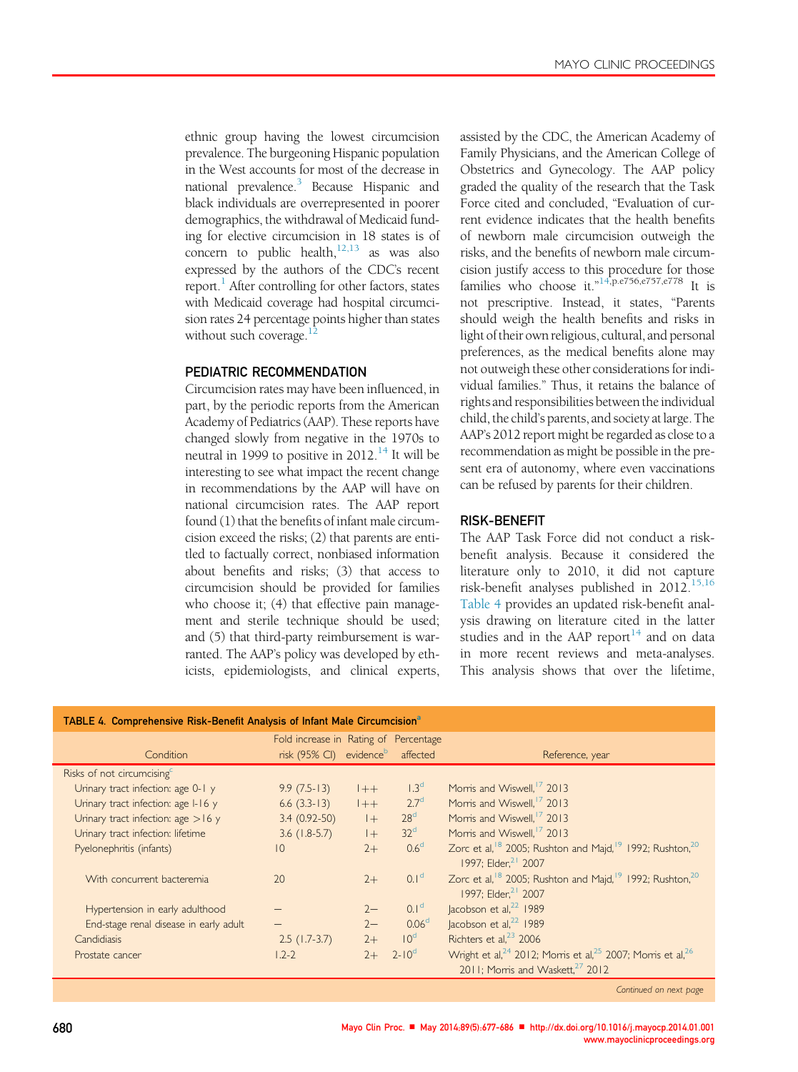ethnic group having the lowest circumcision prevalence. The burgeoning Hispanic population in the West accounts for most of the decrease in national prevalence.[3] Because Hispanic and black individuals are overrepresented in poorer demographics, the withdrawal of Medicaid funding for elective circumcision in 18 states is of concern to public health,[12,13] as was also expressed by the authors of the CDC's recent report.[1] After controlling for other factors, states with Medicaid coverage had hospital circumcision rates 24 percentage points higher than states without such coverage.[12]

## PEDIATRIC RECOMMENDATION

Circumcision rates may have been influenced, in part, by the periodic reports from the American Academy of Pediatrics (AAP). These reports have changed slowly from negative in the 1970s to neutral in 1999 to positive in 2012.[14] It will be interesting to see what impact the recent change in recommendations by the AAP will have on national circumcision rates. The AAP report found (1) that the benefits of infant male circumcision exceed the risks; (2) that parents are entitled to factually correct, nonbiased information about benefits and risks; (3) that access to circumcision should be provided for families who choose it; (4) that effective pain management and sterile technique should be used; and (5) that third-party reimbursement is warranted. The AAP's policy was developed by ethicists, epidemiologists, and clinical experts, assisted by the CDC, the American Academy of Family Physicians, and the American College of Obstetrics and Gynecology. The AAP policy graded the quality of the research that the Task Force cited and concluded, "Evaluation of current evidence indicates that the health benefits of newborn male circumcision outweigh the risks, and the benefits of newborn male circumcision justify access to this procedure for those families who choose it."[14,p.e756,e757,e778] It is not prescriptive. Instead, it states, "Parents should weigh the health benefits and risks in light of their own religious, cultural, and personal preferences, as the medical benefits alone may not outweigh these other considerations for individual families." Thus, it retains the balance of rights and responsibilities between the individual child, the child's parents, and society at large. The AAP's 2012 report might be regarded as close to a recommendation as might be possible in the present era of autonomy, where even vaccinations can be refused by parents for their children.

## RISK-BENEFIT

The AAP Task Force did not conduct a risk-benefit analysis. Because it considered the literature only to 2010, it did not capture risk-benefit analyses published in 2012.[15,16] Table 4 provides an updated risk-benefit analysis drawing on literature cited in the latter studies and in the AAP report[14] and on data in more recent reviews and meta-analyses. This analysis shows that over the lifetime,

TABLE 4. Comprehensive Risk-Benefit Analysis of Infant Male Circumcision[a]

| Condition | Fold increase in risk (95% CI) | Rating of evidence[b] | Percentage affected | Reference, year |
|---|---|---|---|---|
| Risks of not circumcising[c] | | | | |
| Urinary tract infection: age 0-1 y | 9.9 (7.5-13) | 1++ | 1.3[d] | Morris and Wiswell,[17] 2013 |
| Urinary tract infection: age 1-16 y | 6.6 (3.3-13) | 1++ | 2.7[d] | Morris and Wiswell,[17] 2013 |
| Urinary tract infection: age >16 y | 3.4 (0.92-50) | 1+ | 28[d] | Morris and Wiswell,[17] 2013 |
| Urinary tract infection: lifetime | 3.6 (1.8-5.7) | 1+ | 32[d] | Morris and Wiswell,[17] 2013 |
| Pyelonephritis (infants) | 10 | 2+ | 0.6[d] | Zorc et al,[18] 2005; Rushton and Majd,[19] 1992; Rushton,[20] 1997; Elder,[21] 2007 |
| With concurrent bacteremia | 20 | 2+ | 0.1[d] | Zorc et al,[18] 2005; Rushton and Majd,[19] 1992; Rushton,[20] 1997; Elder,[21] 2007 |
| Hypertension in early adulthood | — | 2− | 0.1[d] | Jacobson et al,[22] 1989 |
| End-stage renal disease in early adult | — | 2− | 0.06[d] | Jacobson et al,[22] 1989 |
| Candidiasis | 2.5 (1.7-3.7) | 2+ | 10[d] | Richters et al,[23] 2006 |
| Prostate cancer | 1.2-2 | 2+ | 2-10[d] | Wright et al,[24] 2012; Morris et al,[25] 2007; Morris et al,[26] 2011; Morris and Waskett,[27] 2012 |

*Continued on next page*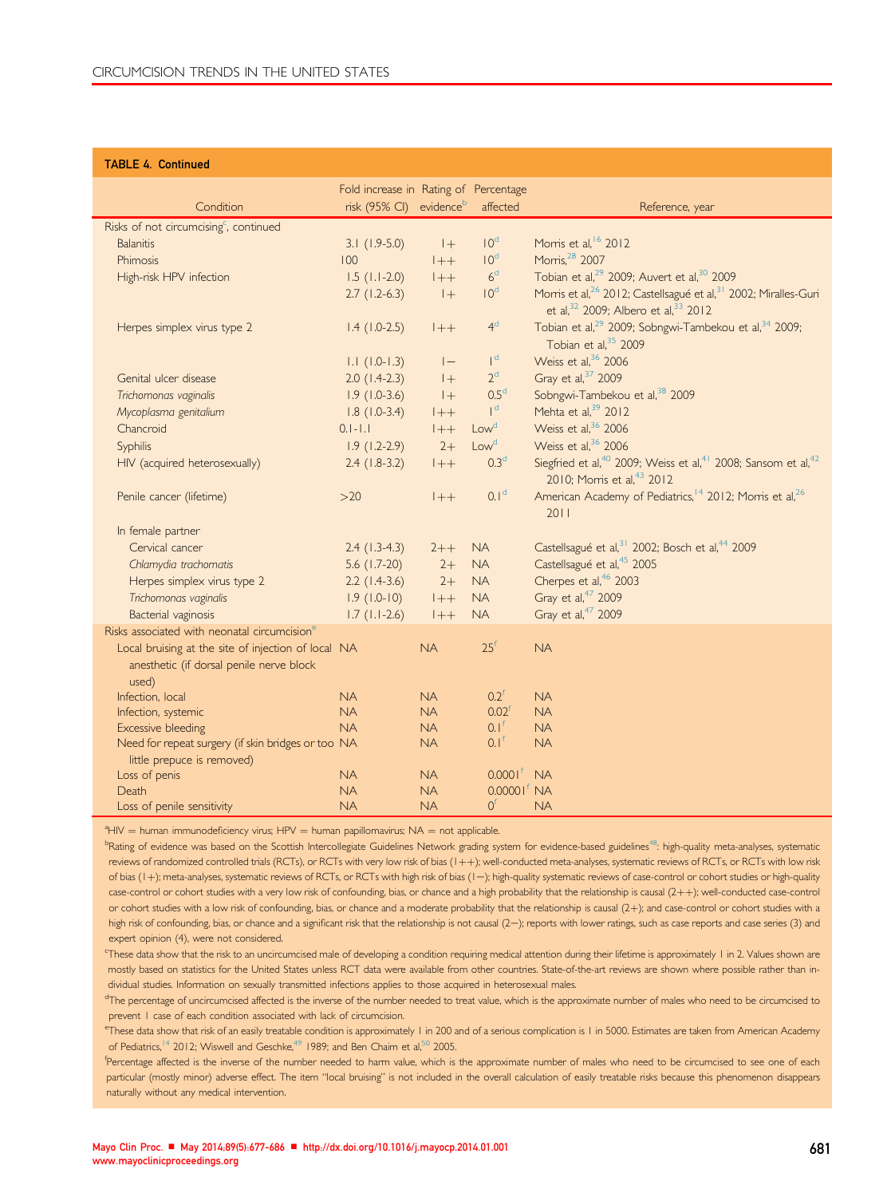**TABLE 4. Continued**

| Condition | Fold increase in risk (95% CI) | Rating of evidence[b] | Percentage affected | Reference, year |
|---|---|---|---|---|
| Risks of not circumcising[c], continued | | | | |
| Balanitis | 3.1 (1.9-5.0) | 1+ | 10[d] | Morris et al,[16] 2012 |
| Phimosis | 100 | 1++ | 10[d] | Morris,[28] 2007 |
| High-risk HPV infection | 1.5 (1.1-2.0) | 1++ | 6[d] | Tobian et al,[29] 2009; Auvert et al,[30] 2009 |
| | 2.7 (1.2-6.3) | 1+ | 10[d] | Morris et al,[26] 2012; Castellsagué et al,[31] 2002; Miralles-Guri et al,[32] 2009; Albero et al,[33] 2012 |
| Herpes simplex virus type 2 | 1.4 (1.0-2.5) | 1++ | 4[d] | Tobian et al,[29] 2009; Sobngwi-Tambekou et al,[34] 2009; Tobian et al,[35] 2009 |
| | 1.1 (1.0-1.3) | 1− | 1[d] | Weiss et al,[36] 2006 |
| Genital ulcer disease | 2.0 (1.4-2.3) | 1+ | 2[d] | Gray et al,[37] 2009 |
| *Trichomonas vaginalis* | 1.9 (1.0-3.6) | 1+ | 0.5[d] | Sobngwi-Tambekou et al,[38] 2009 |
| *Mycoplasma genitalium* | 1.8 (1.0-3.4) | 1++ | 1[d] | Mehta et al,[39] 2012 |
| Chancroid | 0.1-1.1 | 1++ | Low[d] | Weiss et al,[36] 2006 |
| Syphilis | 1.9 (1.2-2.9) | 2+ | Low[d] | Weiss et al,[36] 2006 |
| HIV (acquired heterosexually) | 2.4 (1.8-3.2) | 1++ | 0.3[d] | Siegfried et al,[40] 2009; Weiss et al,[41] 2008; Sansom et al,[42] 2010; Morris et al,[43] 2012 |
| Penile cancer (lifetime) | >20 | 1++ | 0.1[d] | American Academy of Pediatrics,[14] 2012; Morris et al,[26] 2011 |
| In female partner | | | | |
| Cervical cancer | 2.4 (1.3-4.3) | 2++ | NA | Castellsagué et al,[31] 2002; Bosch et al,[44] 2009 |
| *Chlamydia trachomatis* | 5.6 (1.7-20) | 2+ | NA | Castellsagué et al,[45] 2005 |
| Herpes simplex virus type 2 | 2.2 (1.4-3.6) | 2+ | NA | Cherpes et al,[46] 2003 |
| *Trichomonas vaginalis* | 1.9 (1.0-10) | 1++ | NA | Gray et al,[47] 2009 |
| Bacterial vaginosis | 1.7 (1.1-2.6) | 1++ | NA | Gray et al,[47] 2009 |
| Risks associated with neonatal circumcision[e] | | | | |
| Local bruising at the site of injection of local anesthetic (if dorsal penile nerve block used) | NA | NA | 25[f] | NA |
| Infection, local | NA | NA | 0.2[f] | NA |
| Infection, systemic | NA | NA | 0.02[f] | NA |
| Excessive bleeding | NA | NA | 0.1[f] | NA |
| Need for repeat surgery (if skin bridges or too little prepuce is removed) | NA | NA | 0.1[f] | NA |
| Loss of penis | NA | NA | 0.0001[f] | NA |
| Death | NA | NA | 0.00001[f] | NA |
| Loss of penile sensitivity | NA | NA | 0[f] | NA |

[a]HIV = human immunodeficiency virus; HPV = human papillomavirus; NA = not applicable.

[b]Rating of evidence was based on the Scottish Intercollegiate Guidelines Network grading system for evidence-based guidelines[48]: high-quality meta-analyses, systematic reviews of randomized controlled trials (RCTs), or RCTs with very low risk of bias (1++); well-conducted meta-analyses, systematic reviews of RCTs, or RCTs with low risk of bias (1+); meta-analyses, systematic reviews of RCTs, or RCTs with high risk of bias (1−); high-quality systematic reviews of case-control or cohort studies or high-quality case-control or cohort studies with a very low risk of confounding, bias, or chance and a high probability that the relationship is causal (2++); well-conducted case-control or cohort studies with a low risk of confounding, bias, or chance and a moderate probability that the relationship is causal (2+); and case-control or cohort studies with a high risk of confounding, bias, or chance and a significant risk that the relationship is not causal (2−); reports with lower ratings, such as case reports and case series (3) and expert opinion (4), were not considered.

[c]These data show that the risk to an uncircumcised male of developing a condition requiring medical attention during their lifetime is approximately 1 in 2. Values shown are mostly based on statistics for the United States unless RCT data were available from other countries. State-of-the-art reviews are shown where possible rather than individual studies. Information on sexually transmitted infections applies to those acquired in heterosexual males.

[d]The percentage of uncircumcised affected is the inverse of the number needed to treat value, which is the approximate number of males who need to be circumcised to prevent 1 case of each condition associated with lack of circumcision.

[e]These data show that risk of an easily treatable condition is approximately 1 in 200 and of a serious complication is 1 in 5000. Estimates are taken from American Academy of Pediatrics,[14] 2012; Wiswell and Geschke,[49] 1989; and Ben Chaim et al,[50] 2005.

[f]Percentage affected is the inverse of the number needed to harm value, which is the approximate number of males who need to be circumcised to see one of each particular (mostly minor) adverse effect. The item "local bruising" is not included in the overall calculation of easily treatable risks because this phenomenon disappears naturally without any medical intervention.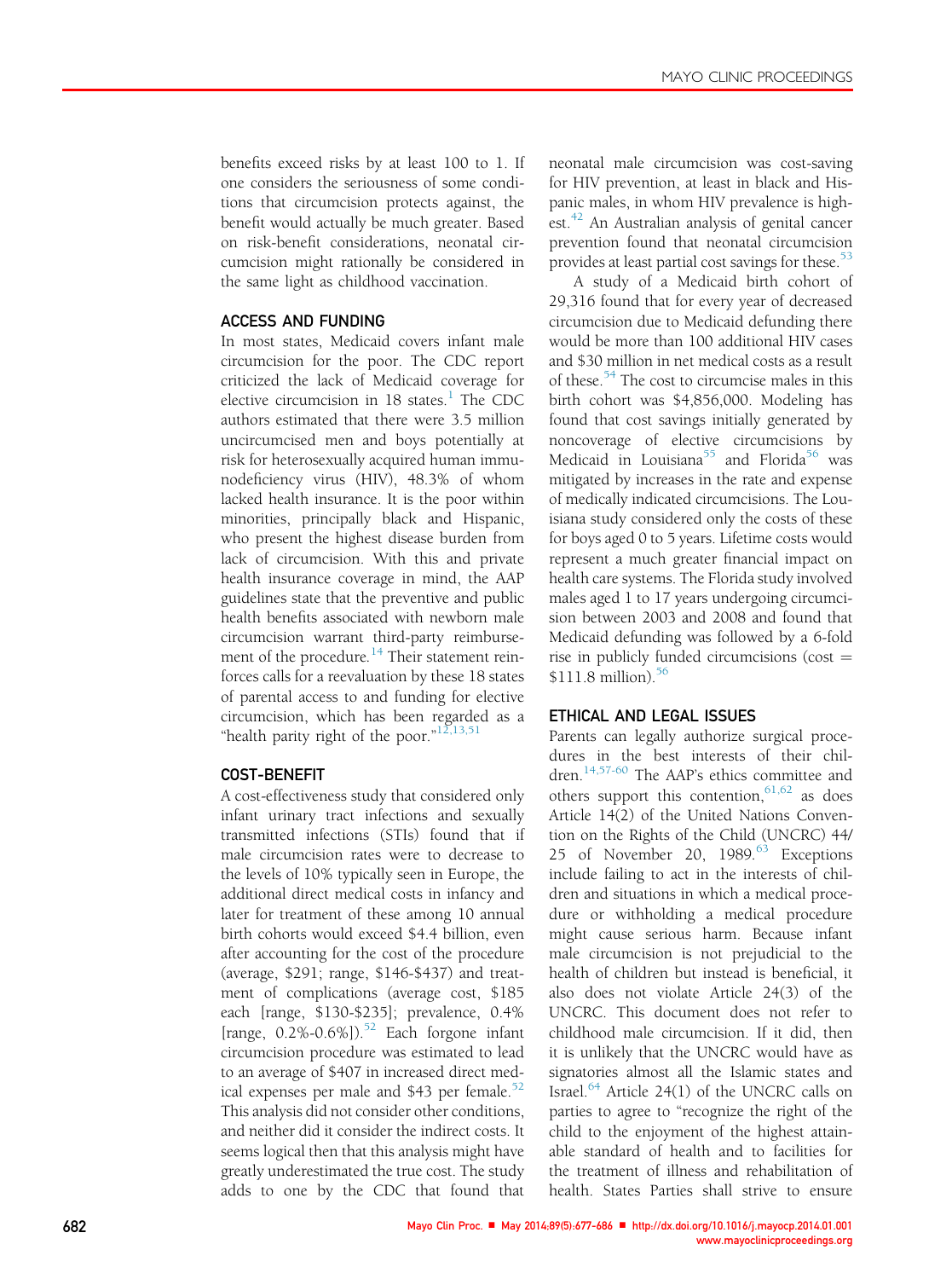benefits exceed risks by at least 100 to 1. If one considers the seriousness of some conditions that circumcision protects against, the benefit would actually be much greater. Based on risk-benefit considerations, neonatal circumcision might rationally be considered in the same light as childhood vaccination.

## ACCESS AND FUNDING

In most states, Medicaid covers infant male circumcision for the poor. The CDC report criticized the lack of Medicaid coverage for elective circumcision in 18 states.[1] The CDC authors estimated that there were 3.5 million uncircumcised men and boys potentially at risk for heterosexually acquired human immunodeficiency virus (HIV), 48.3% of whom lacked health insurance. It is the poor within minorities, principally black and Hispanic, who present the highest disease burden from lack of circumcision. With this and private health insurance coverage in mind, the AAP guidelines state that the preventive and public health benefits associated with newborn male circumcision warrant third-party reimbursement of the procedure.[14] Their statement reinforces calls for a reevaluation by these 18 states of parental access to and funding for elective circumcision, which has been regarded as a "health parity right of the poor."[12,13,51]

## COST-BENEFIT

A cost-effectiveness study that considered only infant urinary tract infections and sexually transmitted infections (STIs) found that if male circumcision rates were to decrease to the levels of 10% typically seen in Europe, the additional direct medical costs in infancy and later for treatment of these among 10 annual birth cohorts would exceed $4.4 billion, even after accounting for the cost of the procedure (average, $291; range, $146-$437) and treatment of complications (average cost, $185 each [range, $130-$235]; prevalence, 0.4% [range, 0.2%-0.6%]).[52] Each forgone infant circumcision procedure was estimated to lead to an average of $407 in increased direct medical expenses per male and $43 per female.[52] This analysis did not consider other conditions, and neither did it consider the indirect costs. It seems logical then that this analysis might have greatly underestimated the true cost. The study adds to one by the CDC that found that neonatal male circumcision was cost-saving for HIV prevention, at least in black and Hispanic males, in whom HIV prevalence is highest.[42] An Australian analysis of genital cancer prevention found that neonatal circumcision provides at least partial cost savings for these.[53]

A study of a Medicaid birth cohort of 29,316 found that for every year of decreased circumcision due to Medicaid defunding there would be more than 100 additional HIV cases and $30 million in net medical costs as a result of these.[54] The cost to circumcise males in this birth cohort was $4,856,000. Modeling has found that cost savings initially generated by noncoverage of elective circumcisions by Medicaid in Louisiana[55] and Florida[56] was mitigated by increases in the rate and expense of medically indicated circumcisions. The Louisiana study considered only the costs of these for boys aged 0 to 5 years. Lifetime costs would represent a much greater financial impact on health care systems. The Florida study involved males aged 1 to 17 years undergoing circumcision between 2003 and 2008 and found that Medicaid defunding was followed by a 6-fold rise in publicly funded circumcisions (cost = $111.8 million).[56]

## ETHICAL AND LEGAL ISSUES

Parents can legally authorize surgical procedures in the best interests of their children.[14,57-60] The AAP's ethics committee and others support this contention,[61,62] as does Article 14(2) of the United Nations Convention on the Rights of the Child (UNCRC) 44/25 of November 20, 1989.[63] Exceptions include failing to act in the interests of children and situations in which a medical procedure or withholding a medical procedure might cause serious harm. Because infant male circumcision is not prejudicial to the health of children but instead is beneficial, it also does not violate Article 24(3) of the UNCRC. This document does not refer to childhood male circumcision. If it did, then it is unlikely that the UNCRC would have as signatories almost all the Islamic states and Israel.[64] Article 24(1) of the UNCRC calls on parties to agree to "recognize the right of the child to the enjoyment of the highest attainable standard of health and to facilities for the treatment of illness and rehabilitation of health. States Parties shall strive to ensure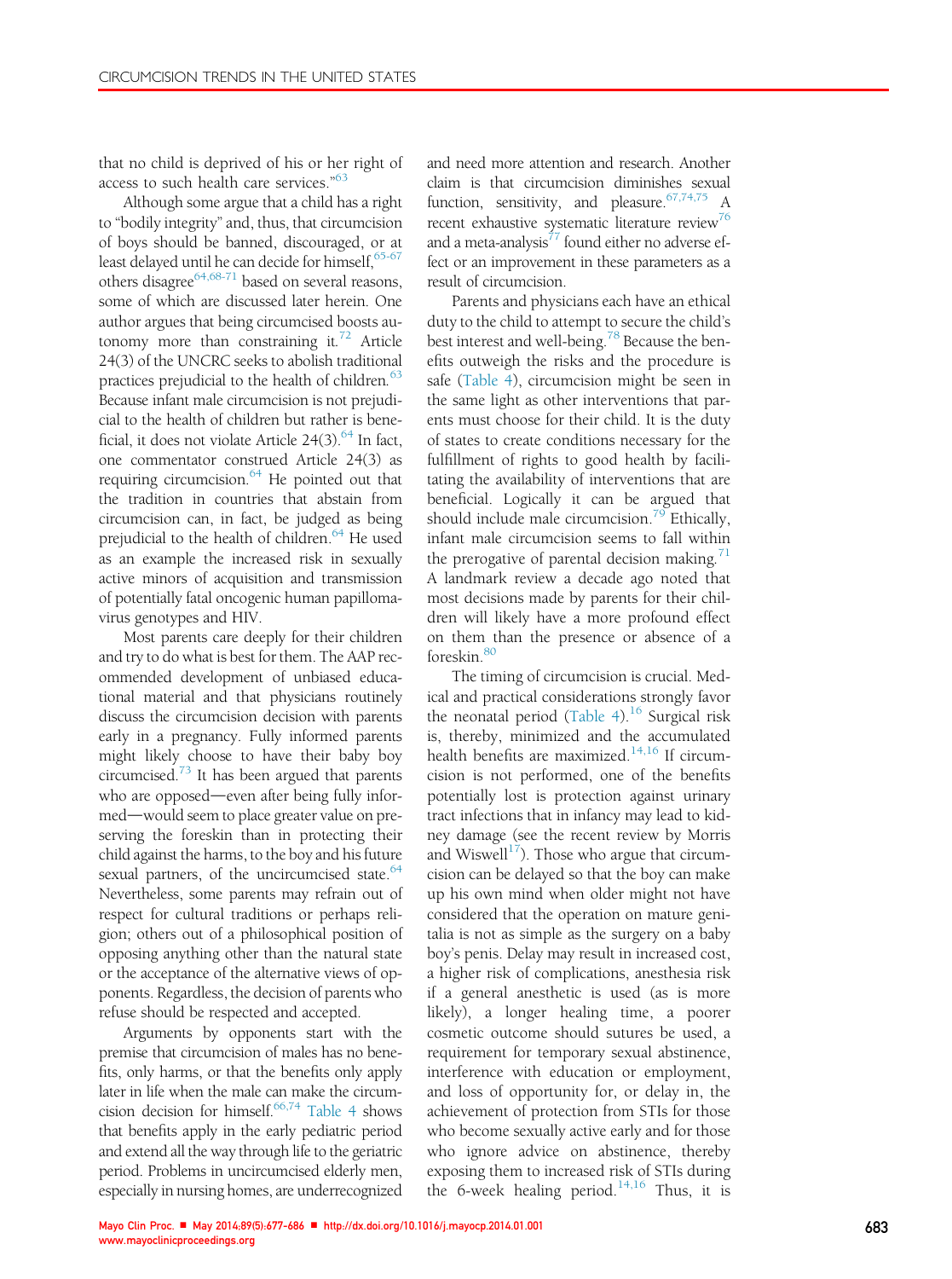that no child is deprived of his or her right of access to such health care services."[63]

Although some argue that a child has a right to "bodily integrity" and, thus, that circumcision of boys should be banned, discouraged, or at least delayed until he can decide for himself,[65-67] others disagree[64,68-71] based on several reasons, some of which are discussed later herein. One author argues that being circumcised boosts autonomy more than constraining it.[72] Article 24(3) of the UNCRC seeks to abolish traditional practices prejudicial to the health of children.[63] Because infant male circumcision is not prejudicial to the health of children but rather is beneficial, it does not violate Article 24(3).[64] In fact, one commentator construed Article 24(3) as requiring circumcision.[64] He pointed out that the tradition in countries that abstain from circumcision can, in fact, be judged as being prejudicial to the health of children.[64] He used as an example the increased risk in sexually active minors of acquisition and transmission of potentially fatal oncogenic human papillomavirus genotypes and HIV.

Most parents care deeply for their children and try to do what is best for them. The AAP recommended development of unbiased educational material and that physicians routinely discuss the circumcision decision with parents early in a pregnancy. Fully informed parents might likely choose to have their baby boy circumcised.[73] It has been argued that parents who are opposed—even after being fully informed—would seem to place greater value on preserving the foreskin than in protecting their child against the harms, to the boy and his future sexual partners, of the uncircumcised state.[64] Nevertheless, some parents may refrain out of respect for cultural traditions or perhaps religion; others out of a philosophical position of opposing anything other than the natural state or the acceptance of the alternative views of opponents. Regardless, the decision of parents who refuse should be respected and accepted.

Arguments by opponents start with the premise that circumcision of males has no benefits, only harms, or that the benefits only apply later in life when the male can make the circumcision decision for himself.[66,74] Table 4 shows that benefits apply in the early pediatric period and extend all the way through life to the geriatric period. Problems in uncircumcised elderly men, especially in nursing homes, are underrecognized and need more attention and research. Another claim is that circumcision diminishes sexual function, sensitivity, and pleasure.[67,74,75] A recent exhaustive systematic literature review[76] and a meta-analysis[77] found either no adverse effect or an improvement in these parameters as a result of circumcision.

Parents and physicians each have an ethical duty to the child to attempt to secure the child's best interest and well-being.[78] Because the benefits outweigh the risks and the procedure is safe (Table 4), circumcision might be seen in the same light as other interventions that parents must choose for their child. It is the duty of states to create conditions necessary for the fulfillment of rights to good health by facilitating the availability of interventions that are beneficial. Logically it can be argued that should include male circumcision.[79] Ethically, infant male circumcision seems to fall within the prerogative of parental decision making.[71] A landmark review a decade ago noted that most decisions made by parents for their children will likely have a more profound effect on them than the presence or absence of a foreskin.[80]

The timing of circumcision is crucial. Medical and practical considerations strongly favor the neonatal period (Table 4).[16] Surgical risk is, thereby, minimized and the accumulated health benefits are maximized.[14,16] If circumcision is not performed, one of the benefits potentially lost is protection against urinary tract infections that in infancy may lead to kidney damage (see the recent review by Morris and Wiswell[17]). Those who argue that circumcision can be delayed so that the boy can make up his own mind when older might not have considered that the operation on mature genitalia is not as simple as the surgery on a baby boy's penis. Delay may result in increased cost, a higher risk of complications, anesthesia risk if a general anesthetic is used (as is more likely), a longer healing time, a poorer cosmetic outcome should sutures be used, a requirement for temporary sexual abstinence, interference with education or employment, and loss of opportunity for, or delay in, the achievement of protection from STIs for those who become sexually active early and for those who ignore advice on abstinence, thereby exposing them to increased risk of STIs during the 6-week healing period.[14,16] Thus, it is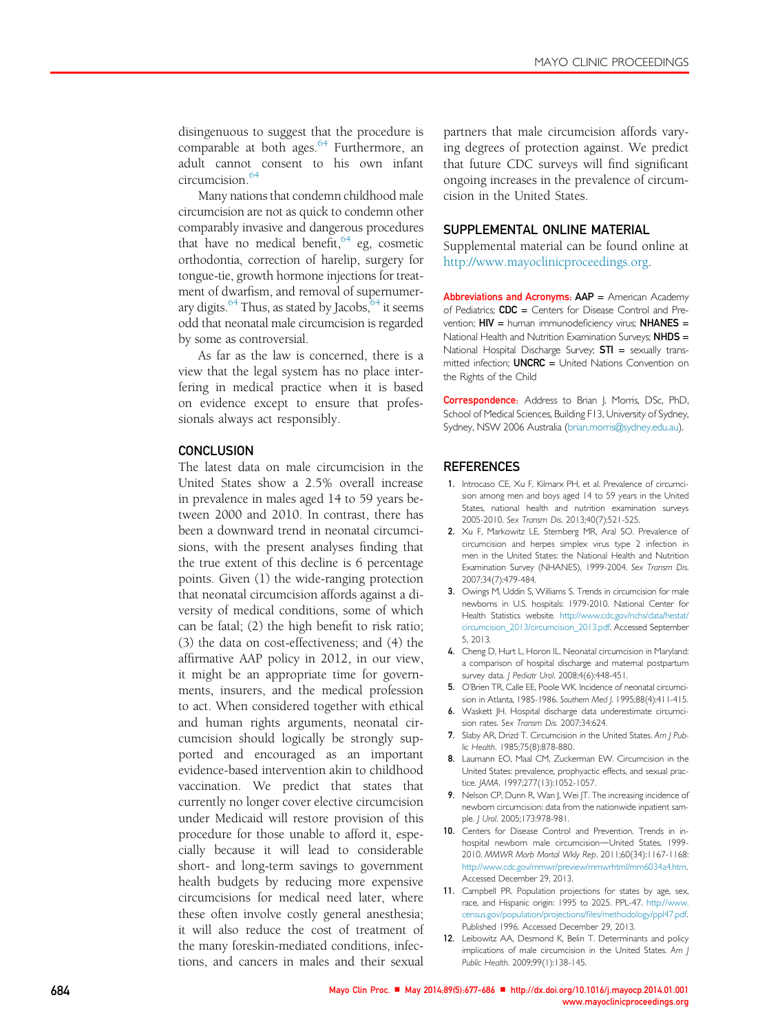disingenuous to suggest that the procedure is comparable at both ages.[64] Furthermore, an adult cannot consent to his own infant circumcision.[64]

Many nations that condemn childhood male circumcision are not as quick to condemn other comparably invasive and dangerous procedures that have no medical benefit,[64] eg, cosmetic orthodontia, correction of harelip, surgery for tongue-tie, growth hormone injections for treatment of dwarfism, and removal of supernumerary digits.[64] Thus, as stated by Jacobs,[64] it seems odd that neonatal male circumcision is regarded by some as controversial.

As far as the law is concerned, there is a view that the legal system has no place interfering in medical practice when it is based on evidence except to ensure that professionals always act responsibly.

## CONCLUSION

The latest data on male circumcision in the United States show a 2.5% overall increase in prevalence in males aged 14 to 59 years between 2000 and 2010. In contrast, there has been a downward trend in neonatal circumcisions, with the present analyses finding that the true extent of this decline is 6 percentage points. Given (1) the wide-ranging protection that neonatal circumcision affords against a diversity of medical conditions, some of which can be fatal; (2) the high benefit to risk ratio; (3) the data on cost-effectiveness; and (4) the affirmative AAP policy in 2012, in our view, it might be an appropriate time for governments, insurers, and the medical profession to act. When considered together with ethical and human rights arguments, neonatal circumcision should logically be strongly supported and encouraged as an important evidence-based intervention akin to childhood vaccination. We predict that states that currently no longer cover elective circumcision under Medicaid will restore provision of this procedure for those unable to afford it, especially because it will lead to considerable short- and long-term savings to government health budgets by reducing more expensive circumcisions for medical need later, where these often involve costly general anesthesia; it will also reduce the cost of treatment of the many foreskin-mediated conditions, infections, and cancers in males and their sexual partners that male circumcision affords varying degrees of protection against. We predict that future CDC surveys will find significant ongoing increases in the prevalence of circumcision in the United States.

## SUPPLEMENTAL ONLINE MATERIAL

Supplemental material can be found online at http://www.mayoclinicproceedings.org.

**Abbreviations and Acronyms:** **AAP** = American Academy of Pediatrics; **CDC** = Centers for Disease Control and Prevention; **HIV** = human immunodeficiency virus; **NHANES** = National Health and Nutrition Examination Surveys; **NHDS** = National Hospital Discharge Survey; **STI** = sexually transmitted infection; **UNCRC** = United Nations Convention on the Rights of the Child

**Correspondence:** Address to Brian J. Morris, DSc, PhD, School of Medical Sciences, Building F13, University of Sydney, Sydney, NSW 2006 Australia (brian.morris@sydney.edu.au).

## REFERENCES

1. Introcaso CE, Xu F, Kilmarx PH, et al. Prevalence of circumcision among men and boys aged 14 to 59 years in the United States, national health and nutrition examination surveys 2005-2010. *Sex Transm Dis*. 2013;40(7):521-525.
2. Xu F, Markowitz LE, Sternberg MR, Aral SO. Prevalence of circumcision and herpes simplex virus type 2 infection in men in the United States: the National Health and Nutrition Examination Survey (NHANES), 1999-2004. *Sex Transm Dis*. 2007;34(7):479-484.
3. Owings M, Uddin S, Williams S. Trends in circumcision for male newborns in U.S. hospitals: 1979-2010. National Center for Health Statistics website. http://www.cdc.gov/nchs/data/hestat/circumcision_2013/circumcision_2013.pdf. Accessed September 5, 2013.
4. Cheng D, Hurt L, Horon IL. Neonatal circumcision in Maryland: a comparison of hospital discharge and maternal postpartum survey data. *J Pediatr Urol*. 2008;4(6):448-451.
5. O'Brien TR, Calle EE, Poole WK. Incidence of neonatal circumcision in Atlanta, 1985-1986. *Southern Med J*. 1995;88(4):411-415.
6. Waskett JH. Hospital discharge data underestimate circumcision rates. *Sex Transm Dis*. 2007;34:624.
7. Slaby AR, Drizd T. Circumcision in the United States. *Am J Public Health*. 1985;75(8):878-880.
8. Laumann EO, Maal CM, Zuckerman EW. Circumcision in the United States: prevalence, prophyactic effects, and sexual practice. *JAMA*. 1997;277(13):1052-1057.
9. Nelson CP, Dunn R, Wan J, Wei JT. The increasing incidence of newborn circumcision: data from the nationwide inpatient sample. *J Urol*. 2005;173:978-981.
10. Centers for Disease Control and Prevention. Trends in in-hospital newborn male circumcision—United States, 1999-2010. *MMWR Morb Mortal Wkly Rep*. 2011;60(34):1167-1168: http://www.cdc.gov/mmwr/preview/mmwrhtml/mm6034a4.htm. Accessed December 29, 2013.
11. Campbell PR. Population projections for states by age, sex, race, and Hispanic origin: 1995 to 2025. PPL-47. http://www.census.gov/population/projections/files/methodology/ppl47.pdf. Published 1996. Accessed December 29, 2013.
12. Leibowitz AA, Desmond K, Belin T. Determinants and policy implications of male circumcision in the United States. *Am J Public Health*. 2009;99(1):138-145.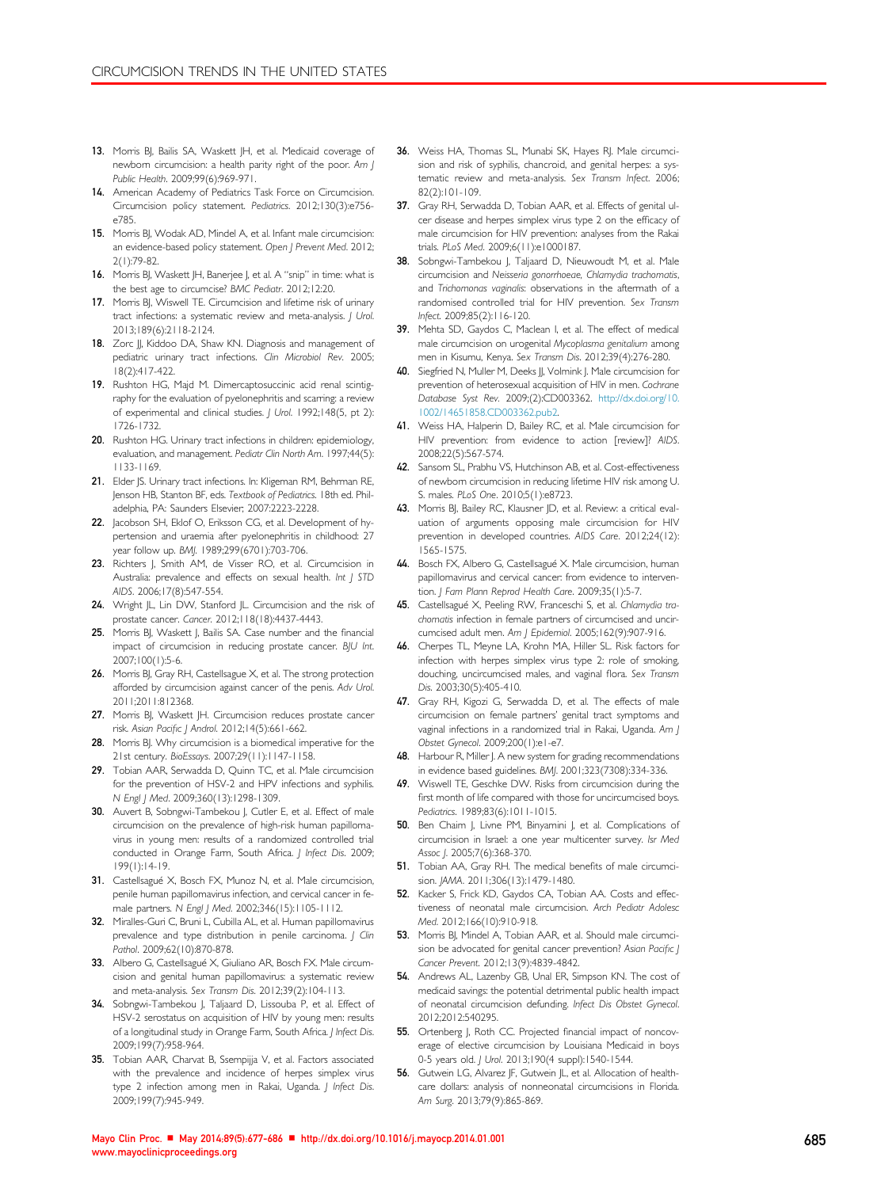13. Morris BJ, Bailis SA, Waskett JH, et al. Medicaid coverage of newborn circumcision: a health parity right of the poor. *Am J Public Health*. 2009;99(6):969-971.
14. American Academy of Pediatrics Task Force on Circumcision. Circumcision policy statement. *Pediatrics*. 2012;130(3):e756-e785.
15. Morris BJ, Wodak AD, Mindel A, et al. Infant male circumcision: an evidence-based policy statement. *Open J Prevent Med*. 2012; 2(1):79-82.
16. Morris BJ, Waskett JH, Banerjee J, et al. A "snip" in time: what is the best age to circumcise? *BMC Pediatr*. 2012;12:20.
17. Morris BJ, Wiswell TE. Circumcision and lifetime risk of urinary tract infections: a systematic review and meta-analysis. *J Urol*. 2013;189(6):2118-2124.
18. Zorc JJ, Kiddoo DA, Shaw KN. Diagnosis and management of pediatric urinary tract infections. *Clin Microbiol Rev*. 2005; 18(2):417-422.
19. Rushton HG, Majd M. Dimercaptosuccinic acid renal scintigraphy for the evaluation of pyelonephritis and scarring: a review of experimental and clinical studies. *J Urol*. 1992;148(5, pt 2): 1726-1732.
20. Rushton HG. Urinary tract infections in children: epidemiology, evaluation, and management. *Pediatr Clin North Am*. 1997;44(5): 1133-1169.
21. Elder JS. Urinary tract infections. In: Kligeman RM, Behrman RE, Jenson HB, Stanton BF, eds. *Textbook of Pediatrics*. 18th ed. Philadelphia, PA: Saunders Elsevier; 2007:2223-2228.
22. Jacobson SH, Eklof O, Eriksson CG, et al. Development of hypertension and uraemia after pyelonephritis in childhood: 27 year follow up. *BMJ*. 1989;299(6701):703-706.
23. Richters J, Smith AM, de Visser RO, et al. Circumcision in Australia: prevalence and effects on sexual health. *Int J STD AIDS*. 2006;17(8):547-554.
24. Wright JL, Lin DW, Stanford JL. Circumcision and the risk of prostate cancer. *Cancer*. 2012;118(18):4437-4443.
25. Morris BJ, Waskett J, Bailis SA. Case number and the financial impact of circumcision in reducing prostate cancer. *BJU Int*. 2007;100(1):5-6.
26. Morris BJ, Gray RH, Castellsague X, et al. The strong protection afforded by circumcision against cancer of the penis. *Adv Urol*. 2011;2011:812368.
27. Morris BJ, Waskett JH. Circumcision reduces prostate cancer risk. *Asian Pacific J Androl*. 2012;14(5):661-662.
28. Morris BJ. Why circumcision is a biomedical imperative for the 21st century. *BioEssays*. 2007;29(11):1147-1158.
29. Tobian AAR, Serwadda D, Quinn TC, et al. Male circumcision for the prevention of HSV-2 and HPV infections and syphilis. *N Engl J Med*. 2009;360(13):1298-1309.
30. Auvert B, Sobngwi-Tambekou J, Cutler E, et al. Effect of male circumcision on the prevalence of high-risk human papillomavirus in young men: results of a randomized controlled trial conducted in Orange Farm, South Africa. *J Infect Dis*. 2009; 199(1):14-19.
31. Castellsagué X, Bosch FX, Munoz N, et al. Male circumcision, penile human papillomavirus infection, and cervical cancer in female partners. *N Engl J Med*. 2002;346(15):1105-1112.
32. Miralles-Guri C, Bruni L, Cubilla AL, et al. Human papillomavirus prevalence and type distribution in penile carcinoma. *J Clin Pathol*. 2009;62(10):870-878.
33. Albero G, Castellsagué X, Giuliano AR, Bosch FX. Male circumcision and genital human papillomavirus: a systematic review and meta-analysis. *Sex Transm Dis*. 2012;39(2):104-113.
34. Sobngwi-Tambekou J, Taljaard D, Lissouba P, et al. Effect of HSV-2 serostatus on acquisition of HIV by young men: results of a longitudinal study in Orange Farm, South Africa. *J Infect Dis*. 2009;199(7):958-964.
35. Tobian AAR, Charvat B, Ssempijja V, et al. Factors associated with the prevalence and incidence of herpes simplex virus type 2 infection among men in Rakai, Uganda. *J Infect Dis*. 2009;199(7):945-949.
36. Weiss HA, Thomas SL, Munabi SK, Hayes RJ. Male circumcision and risk of syphilis, chancroid, and genital herpes: a systematic review and meta-analysis. *Sex Transm Infect*. 2006; 82(2):101-109.
37. Gray RH, Serwadda D, Tobian AAR, et al. Effects of genital ulcer disease and herpes simplex virus type 2 on the efficacy of male circumcision for HIV prevention: analyses from the Rakai trials. *PLoS Med*. 2009;6(11):e1000187.
38. Sobngwi-Tambekou J, Taljaard D, Nieuwoudt M, et al. Male circumcision and *Neisseria gonorrhoeae*, *Chlamydia trachomatis*, and *Trichomonas vaginalis*: observations in the aftermath of a randomised controlled trial for HIV prevention. *Sex Transm Infect*. 2009;85(2):116-120.
39. Mehta SD, Gaydos C, Maclean I, et al. The effect of medical male circumcision on urogenital *Mycoplasma genitalium* among men in Kisumu, Kenya. *Sex Transm Dis*. 2012;39(4):276-280.
40. Siegfried N, Muller M, Deeks JJ, Volmink J. Male circumcision for prevention of heterosexual acquisition of HIV in men. *Cochrane Database Syst Rev*. 2009;(2):CD003362. http://dx.doi.org/10.1002/14651858.CD003362.pub2.
41. Weiss HA, Halperin D, Bailey RC, et al. Male circumcision for HIV prevention: from evidence to action [review]? *AIDS*. 2008;22(5):567-574.
42. Sansom SL, Prabhu VS, Hutchinson AB, et al. Cost-effectiveness of newborn circumcision in reducing lifetime HIV risk among U.S. males. *PLoS One*. 2010;5(1):e8723.
43. Morris BJ, Bailey RC, Klausner JD, et al. Review: a critical evaluation of arguments opposing male circumcision for HIV prevention in developed countries. *AIDS Care*. 2012;24(12): 1565-1575.
44. Bosch FX, Albero G, Castellsagué X. Male circumcision, human papillomavirus and cervical cancer: from evidence to intervention. *J Fam Plann Reprod Health Care*. 2009;35(1):5-7.
45. Castellsagué X, Peeling RW, Franceschi S, et al. *Chlamydia trachomatis* infection in female partners of circumcised and uncircumcised adult men. *Am J Epidemiol*. 2005;162(9):907-916.
46. Cherpes TL, Meyne LA, Krohn MA, Hiller SL. Risk factors for infection with herpes simplex virus type 2: role of smoking, douching, uncircumcised males, and vaginal flora. *Sex Transm Dis*. 2003;30(5):405-410.
47. Gray RH, Kigozi G, Serwadda D, et al. The effects of male circumcision on female partners' genital tract symptoms and vaginal infections in a randomized trial in Rakai, Uganda. *Am J Obstet Gynecol*. 2009;200(1):e1-e7.
48. Harbour R, Miller J. A new system for grading recommendations in evidence based guidelines. *BMJ*. 2001;323(7308):334-336.
49. Wiswell TE, Geschke DW. Risks from circumcision during the first month of life compared with those for uncircumcised boys. *Pediatrics*. 1989;83(6):1011-1015.
50. Ben Chaim J, Livne PM, Binyamini J, et al. Complications of circumcision in Israel: a one year multicenter survey. *Isr Med Assoc J*. 2005;7(6):368-370.
51. Tobian AA, Gray RH. The medical benefits of male circumcision. *JAMA*. 2011;306(13):1479-1480.
52. Kacker S, Frick KD, Gaydos CA, Tobian AA. Costs and effectiveness of neonatal male circumcision. *Arch Pediatr Adolesc Med*. 2012;166(10):910-918.
53. Morris BJ, Mindel A, Tobian AAR, et al. Should male circumcision be advocated for genital cancer prevention? *Asian Pacific J Cancer Prevent*. 2012;13(9):4839-4842.
54. Andrews AL, Lazenby GB, Unal ER, Simpson KN. The cost of medicaid savings: the potential detrimental public health impact of neonatal circumcision defunding. *Infect Dis Obstet Gynecol*. 2012;2012:540295.
55. Ortenberg J, Roth CC. Projected financial impact of noncoverage of elective circumcision by Louisiana Medicaid in boys 0-5 years old. *J Urol*. 2013;190(4 suppl):1540-1544.
56. Gutwein LG, Alvarez JF, Gutwein JL, et al. Allocation of healthcare dollars: analysis of nonneonatal circumcisions in Florida. *Am Surg*. 2013;79(9):865-869.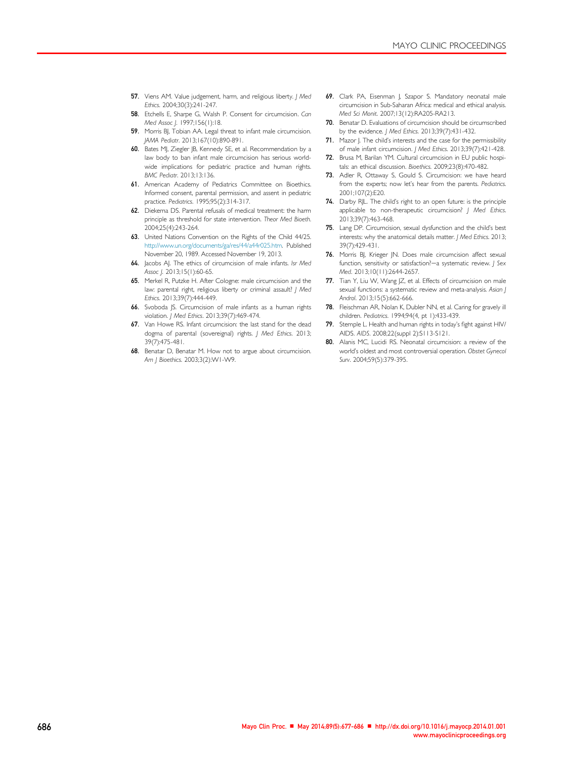57. Viens AM. Value judgement, harm, and religious liberty. *J Med Ethics*. 2004;30(3):241-247.
58. Etchells E, Sharpe G, Walsh P. Consent for circumcision. *Can Med Assoc J*. 1997;156(1):18.
59. Morris BJ, Tobian AA. Legal threat to infant male circumcision. *JAMA Pediatr*. 2013;167(10):890-891.
60. Bates MJ, Ziegler JB, Kennedy SE, et al. Recommendation by a law body to ban infant male circumcision has serious worldwide implications for pediatric practice and human rights. *BMC Pediatr*. 2013;13:136.
61. American Academy of Pediatrics Committee on Bioethics. Informed consent, parental permission, and assent in pediatric practice. *Pediatrics*. 1995;95(2):314-317.
62. Diekema DS. Parental refusals of medical treatment: the harm principle as threshold for state intervention. *Theor Med Bioeth*. 2004;25(4):243-264.
63. United Nations Convention on the Rights of the Child 44/25. http://www.un.org/documents/ga/res/44/a44r025.htm. Published November 20, 1989. Accessed November 19, 2013.
64. Jacobs AJ. The ethics of circumcision of male infants. *Isr Med Assoc J*. 2013;15(1):60-65.
65. Merkel R, Putzke H. After Cologne: male circumcision and the law: parental right, religious liberty or criminal assault? *J Med Ethics*. 2013;39(7):444-449.
66. Svoboda JS. Circumcision of male infants as a human rights violation. *J Med Ethics*. 2013;39(7):469-474.
67. Van Howe RS. Infant circumcision: the last stand for the dead dogma of parental (sovereignal) rights. *J Med Ethics*. 2013; 39(7):475-481.
68. Benatar D, Benatar M. How not to argue about circumcision. *Am J Bioethics*. 2003;3(2):W1-W9.
69. Clark PA, Eisenman J, Szapor S. Mandatory neonatal male circumcision in Sub-Saharan Africa: medical and ethical analysis. *Med Sci Monit*. 2007;13(12):RA205-RA213.
70. Benatar D. Evaluations of circumcision should be circumscribed by the evidence. *J Med Ethics*. 2013;39(7):431-432.
71. Mazor J. The child's interests and the case for the permissibility of male infant circumcision. *J Med Ethics*. 2013;39(7):421-428.
72. Brusa M, Barilan YM. Cultural circumcision in EU public hospitals: an ethical discussion. *Bioethics*. 2009;23(8):470-482.
73. Adler R, Ottaway S, Gould S. Circumcision: we have heard from the experts; now let's hear from the parents. *Pediatrics*. 2001;107(2):E20.
74. Darby RJL. The child's right to an open future: is the principle applicable to non-therapeutic circumcision? *J Med Ethics*. 2013;39(7):463-468.
75. Lang DP. Circumcision, sexual dysfunction and the child's best interests: why the anatomical details matter. *J Med Ethics*. 2013; 39(7):429-431.
76. Morris BJ, Krieger JN. Does male circumcision affect sexual function, sensitivity or satisfaction?—a systematic review. *J Sex Med*. 2013;10(11):2644-2657.
77. Tian Y, Liu W, Wang JZ, et al. Effects of circumcision on male sexual functions: a systematic review and meta-analysis. *Asian J Androl*. 2013;15(5):662-666.
78. Fleischman AR, Nolan K, Dubler NN, et al. Caring for gravely ill children. *Pediatrics*. 1994;94(4, pt 1):433-439.
79. Stemple L. Health and human rights in today's fight against HIV/AIDS. *AIDS*. 2008;22(suppl 2):S113-S121.
80. Alanis MC, Lucidi RS. Neonatal circumcision: a review of the world's oldest and most controversial operation. *Obstet Gynecol Surv*. 2004;59(5):379-395.